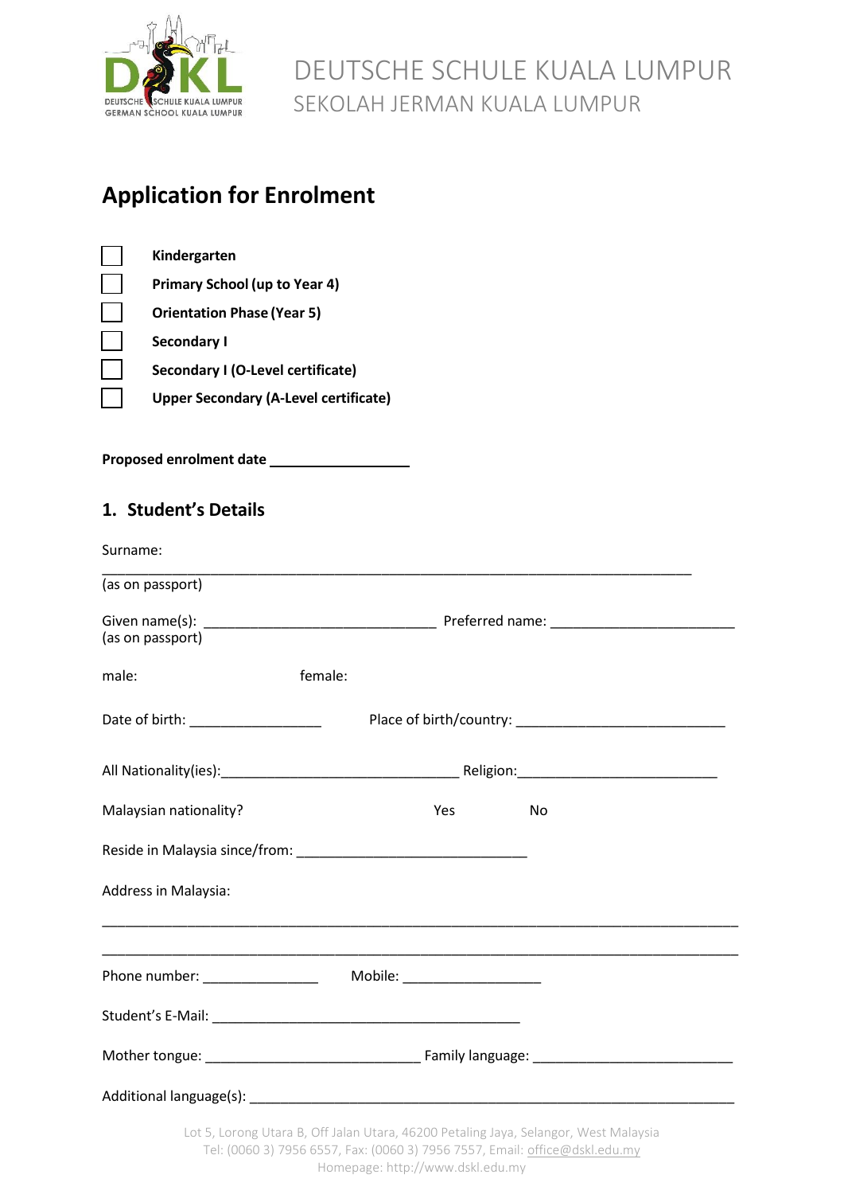DEUTSCHE SCHULE KUALA LUMPUR
SEKOLAH JERMAN KUALA LUMPUR

# Application for Enrolment

- ☐ **Kindergarten**
- ☐ **Primary School (up to Year 4)**
- ☐ **Orientation Phase (Year 5)**
- ☐ **Secondary I**
- ☐ **Secondary I (O-Level certificate)**
- ☐ **Upper Secondary (A-Level certificate)**

**Proposed enrolment date** ___________________

## 1. Student's Details

Surname:
_______________________________________________________________________________
(as on passport)

Given name(s): ______________________________ Preferred name: ________________________
(as on passport)

male: female:

Date of birth: _________________ Place of birth/country: ___________________________

All Nationality(ies):_______________________________ Religion:__________________________

Malaysian nationality? Yes No

Reside in Malaysia since/from: ______________________________

Address in Malaysia:

_________________________________________________________________________________

_________________________________________________________________________________

Phone number: _______________ Mobile: __________________

Student's E-Mail: ________________________________________

Mother tongue: ____________________________ Family language: __________________________

Additional language(s): ________________________________________________________________

Lot 5, Lorong Utara B, Off Jalan Utara, 46200 Petaling Jaya, Selangor, West Malaysia
Tel: (0060 3) 7956 6557, Fax: (0060 3) 7956 7557, Email: office@dskl.edu.my
Homepage: http://www.dskl.edu.my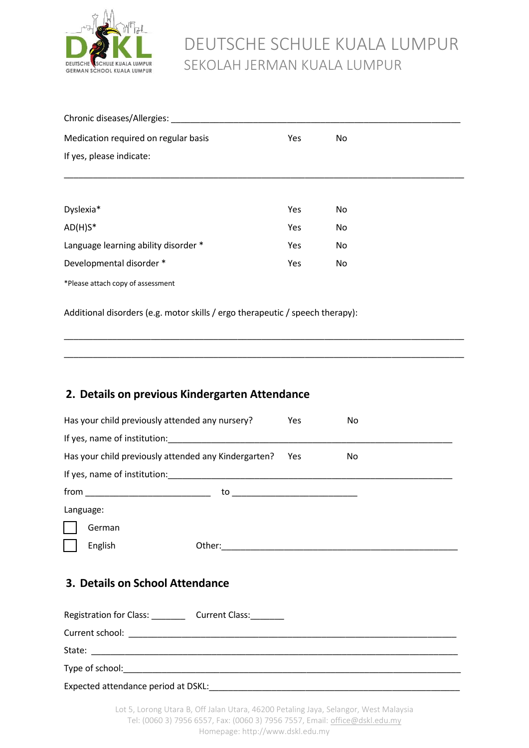Chronic diseases/Allergies: ___________________________________________________________

Medication required on regular basis Yes No

If yes, please indicate:

_______________________________________________________________________________

| | | |
|---|---|---|
| Dyslexia* | Yes | No |
| AD(H)S* | Yes | No |
| Language learning ability disorder * | Yes | No |
| Developmental disorder * | Yes | No |

*Please attach copy of assessment

Additional disorders (e.g. motor skills / ergo therapeutic / speech therapy):

_______________________________________________________________________________

_______________________________________________________________________________

## 2. Details on previous Kindergarten Attendance

Has your child previously attended any nursery? Yes No

If yes, name of institution:_______________________________________________________

Has your child previously attended any Kindergarten? Yes No

If yes, name of institution:_______________________________________________________

from _________________________ to _________________________

Language:

- [ ] German
- [ ] English

Other:_______________________________________________

## 3. Details on School Attendance

Registration for Class: _______ Current Class:_______

Current school: _________________________________________________________________

State: _____________________________________________________________________

Type of school:_______________________________________________________________

Expected attendance period at DSKL:____________________________________________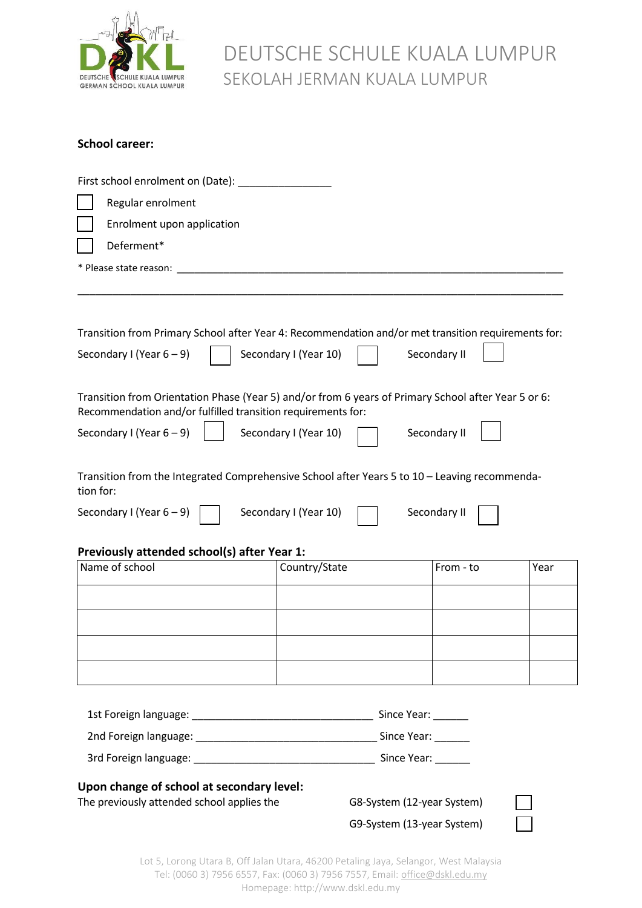# DEUTSCHE SCHULE KUALA LUMPUR

## SEKOLAH JERMAN KUALA LUMPUR

**School career:**

First school enrolment on (Date): _______________

☐ Regular enrolment

☐ Enrolment upon application

☐ Deferment*

* Please state reason: ______________________________________________________________

_____________________________________________________________________________

Transition from Primary School after Year 4: Recommendation and/or met transition requirements for:

Secondary I (Year 6 – 9) ☐ Secondary I (Year 10) ☐ Secondary II ☐

Transition from Orientation Phase (Year 5) and/or from 6 years of Primary School after Year 5 or 6: Recommendation and/or fulfilled transition requirements for:

Secondary I (Year 6 – 9) ☐ Secondary I (Year 10) ☐ Secondary II ☐

Transition from the Integrated Comprehensive School after Years 5 to 10 – Leaving recommenda-tion for:

Secondary I (Year 6 – 9) ☐ Secondary I (Year 10) ☐ Secondary II ☐

**Previously attended school(s) after Year 1:**

| Name of school | Country/State | From - to | Year |
|---|---|---|---|
| | | | |
| | | | |
| | | | |
| | | | |

1st Foreign language: ______________________________ Since Year: ______

2nd Foreign language: ______________________________ Since Year: ______

3rd Foreign language: ______________________________ Since Year: ______

**Upon change of school at secondary level:**

The previously attended school applies the

G8-System (12-year System) ☐

G9-System (13-year System) ☐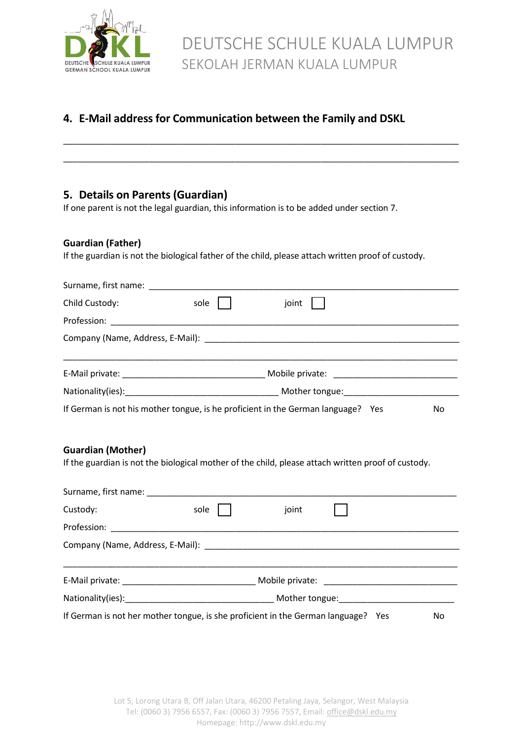## 4. E-Mail address for Communication between the Family and DSKL

\_\_\_\_\_\_\_\_\_\_\_\_\_\_\_\_\_\_\_\_\_\_\_\_\_\_\_\_\_\_\_\_\_\_\_\_\_\_\_\_\_\_\_\_\_\_\_\_\_\_\_\_\_\_\_\_\_\_\_\_\_\_\_\_\_\_\_\_\_\_

\_\_\_\_\_\_\_\_\_\_\_\_\_\_\_\_\_\_\_\_\_\_\_\_\_\_\_\_\_\_\_\_\_\_\_\_\_\_\_\_\_\_\_\_\_\_\_\_\_\_\_\_\_\_\_\_\_\_\_\_\_\_\_\_\_\_\_\_\_\_

## 5. Details on Parents (Guardian)

If one parent is not the legal guardian, this information is to be added under section 7.

### Guardian (Father)

If the guardian is not the biological father of the child, please attach written proof of custody.

Surname, first name: \_\_\_\_\_\_\_\_\_\_\_\_\_\_\_\_\_\_\_\_\_\_\_\_\_\_\_\_\_\_\_\_\_\_\_\_\_\_\_\_\_\_\_\_\_\_\_\_\_\_\_\_

Child Custody: sole ☐ joint ☐

Profession: \_\_\_\_\_\_\_\_\_\_\_\_\_\_\_\_\_\_\_\_\_\_\_\_\_\_\_\_\_\_\_\_\_\_\_\_\_\_\_\_\_\_\_\_\_\_\_\_\_\_\_\_\_\_\_\_\_\_\_\_

Company (Name, Address, E-Mail): \_\_\_\_\_\_\_\_\_\_\_\_\_\_\_\_\_\_\_\_\_\_\_\_\_\_\_\_\_\_\_\_\_\_\_\_\_\_\_\_\_\_\_\_

\_\_\_\_\_\_\_\_\_\_\_\_\_\_\_\_\_\_\_\_\_\_\_\_\_\_\_\_\_\_\_\_\_\_\_\_\_\_\_\_\_\_\_\_\_\_\_\_\_\_\_\_\_\_\_\_\_\_\_\_\_\_\_\_\_\_\_\_\_\_

E-Mail private: \_\_\_\_\_\_\_\_\_\_\_\_\_\_\_\_\_\_\_\_\_\_\_\_\_\_\_ Mobile private: \_\_\_\_\_\_\_\_\_\_\_\_\_\_\_\_\_\_\_\_\_\_\_\_

Nationality(ies):\_\_\_\_\_\_\_\_\_\_\_\_\_\_\_\_\_\_\_\_\_\_\_\_\_\_\_\_\_\_ Mother tongue:\_\_\_\_\_\_\_\_\_\_\_\_\_\_\_\_\_\_\_\_\_\_\_

If German is not his mother tongue, is he proficient in the German language? Yes No

### Guardian (Mother)

If the guardian is not the biological mother of the child, please attach written proof of custody.

Surname, first name: \_\_\_\_\_\_\_\_\_\_\_\_\_\_\_\_\_\_\_\_\_\_\_\_\_\_\_\_\_\_\_\_\_\_\_\_\_\_\_\_\_\_\_\_\_\_\_\_\_\_\_\_

Custody: sole ☐ joint ☐

Profession: \_\_\_\_\_\_\_\_\_\_\_\_\_\_\_\_\_\_\_\_\_\_\_\_\_\_\_\_\_\_\_\_\_\_\_\_\_\_\_\_\_\_\_\_\_\_\_\_\_\_\_\_\_\_\_\_\_\_\_\_

Company (Name, Address, E-Mail): \_\_\_\_\_\_\_\_\_\_\_\_\_\_\_\_\_\_\_\_\_\_\_\_\_\_\_\_\_\_\_\_\_\_\_\_\_\_\_\_\_\_\_\_

\_\_\_\_\_\_\_\_\_\_\_\_\_\_\_\_\_\_\_\_\_\_\_\_\_\_\_\_\_\_\_\_\_\_\_\_\_\_\_\_\_\_\_\_\_\_\_\_\_\_\_\_\_\_\_\_\_\_\_\_\_\_\_\_\_\_\_\_\_\_

E-Mail private: \_\_\_\_\_\_\_\_\_\_\_\_\_\_\_\_\_\_\_\_\_\_\_\_\_\_ Mobile private: \_\_\_\_\_\_\_\_\_\_\_\_\_\_\_\_\_\_\_\_\_\_\_\_\_

Nationality(ies):\_\_\_\_\_\_\_\_\_\_\_\_\_\_\_\_\_\_\_\_\_\_\_\_\_\_\_\_\_ Mother tongue:\_\_\_\_\_\_\_\_\_\_\_\_\_\_\_\_\_\_\_\_\_\_\_

If German is not her mother tongue, is she proficient in the German language? Yes No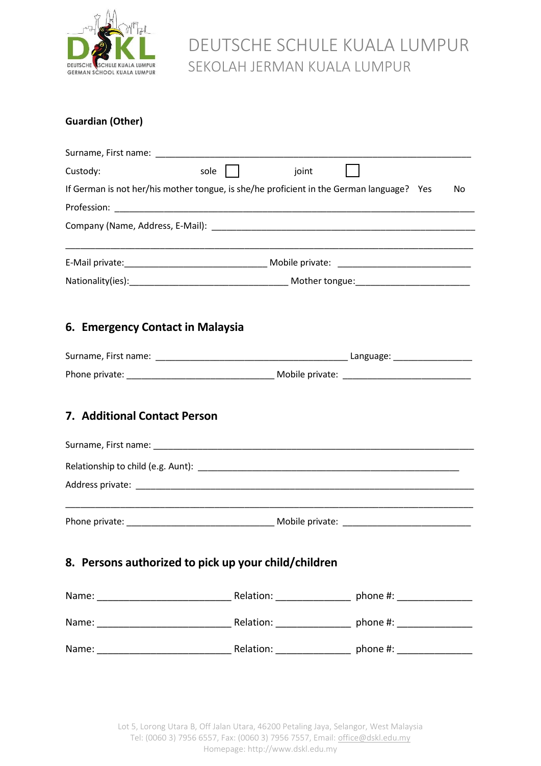# DEUTSCHE SCHULE KUALA LUMPUR
## SEKOLAH JERMAN KUALA LUMPUR

**Guardian (Other)**

Surname, First name: ____________________________________________

Custody: sole ☐ joint ☐

If German is not her/his mother tongue, is she/he proficient in the German language? Yes No

Profession: ____________________________________________

Company (Name, Address, E-Mail): ____________________________________________

____________________________________________

E-Mail private: ______________________ Mobile private: ______________________

Nationality(ies): ______________________ Mother tongue: ______________________

## 6. Emergency Contact in Malaysia

Surname, First name: ______________________ Language: ______________

Phone private: ______________________ Mobile private: ______________________

## 7. Additional Contact Person

Surname, First name: ____________________________________________

Relationship to child (e.g. Aunt): ____________________________________________

Address private: ____________________________________________

____________________________________________

Phone private: ______________________ Mobile private: ______________________

## 8. Persons authorized to pick up your child/children

Name: ______________________ Relation: ______________ phone #: ______________

Name: ______________________ Relation: ______________ phone #: ______________

Name: ______________________ Relation: ______________ phone #: ______________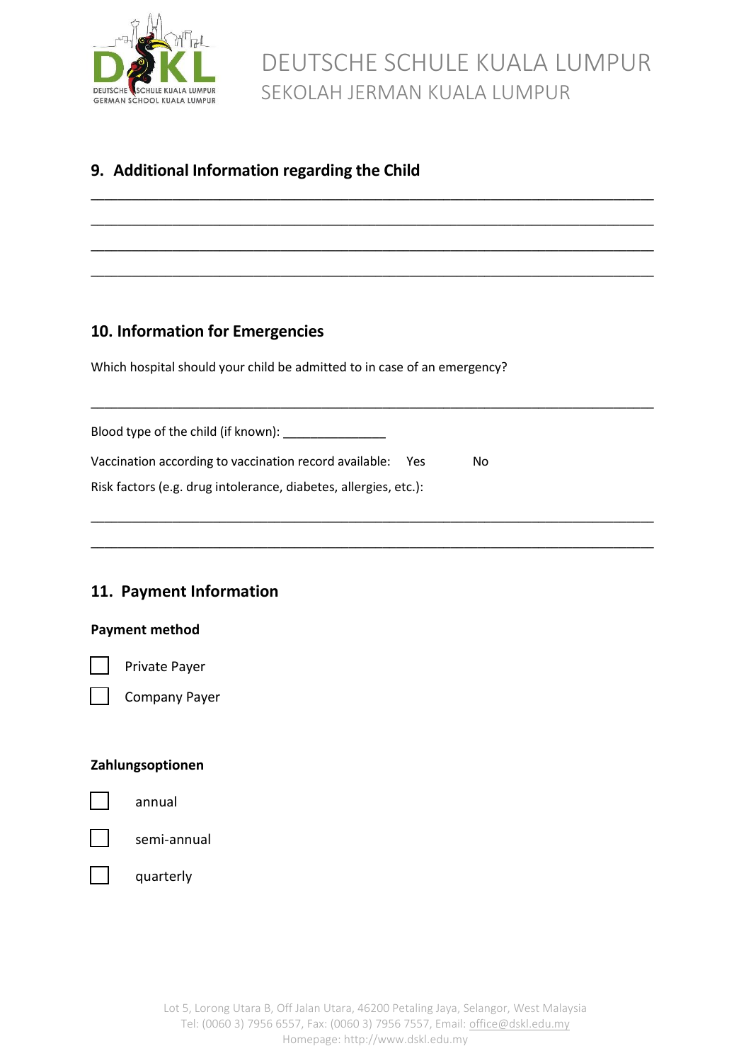## 9. Additional Information regarding the Child

\_\_\_\_\_\_\_\_\_\_\_\_\_\_\_\_\_\_\_\_\_\_\_\_\_\_\_\_\_\_\_\_\_\_\_\_\_\_\_\_\_\_\_\_\_\_\_\_\_\_\_\_\_\_\_\_\_\_\_\_\_\_\_\_\_\_\_\_\_\_\_\_\_\_\_\_

\_\_\_\_\_\_\_\_\_\_\_\_\_\_\_\_\_\_\_\_\_\_\_\_\_\_\_\_\_\_\_\_\_\_\_\_\_\_\_\_\_\_\_\_\_\_\_\_\_\_\_\_\_\_\_\_\_\_\_\_\_\_\_\_\_\_\_\_\_\_\_\_\_\_\_\_

\_\_\_\_\_\_\_\_\_\_\_\_\_\_\_\_\_\_\_\_\_\_\_\_\_\_\_\_\_\_\_\_\_\_\_\_\_\_\_\_\_\_\_\_\_\_\_\_\_\_\_\_\_\_\_\_\_\_\_\_\_\_\_\_\_\_\_\_\_\_\_\_\_\_\_\_

\_\_\_\_\_\_\_\_\_\_\_\_\_\_\_\_\_\_\_\_\_\_\_\_\_\_\_\_\_\_\_\_\_\_\_\_\_\_\_\_\_\_\_\_\_\_\_\_\_\_\_\_\_\_\_\_\_\_\_\_\_\_\_\_\_\_\_\_\_\_\_\_\_\_\_\_

## 10. Information for Emergencies

Which hospital should your child be admitted to in case of an emergency?

\_\_\_\_\_\_\_\_\_\_\_\_\_\_\_\_\_\_\_\_\_\_\_\_\_\_\_\_\_\_\_\_\_\_\_\_\_\_\_\_\_\_\_\_\_\_\_\_\_\_\_\_\_\_\_\_\_\_\_\_\_\_\_\_\_\_\_\_\_\_\_\_\_\_\_\_

Blood type of the child (if known): \_\_\_\_\_\_\_\_\_\_\_\_\_\_\_

Vaccination according to vaccination record available: Yes No

Risk factors (e.g. drug intolerance, diabetes, allergies, etc.):

\_\_\_\_\_\_\_\_\_\_\_\_\_\_\_\_\_\_\_\_\_\_\_\_\_\_\_\_\_\_\_\_\_\_\_\_\_\_\_\_\_\_\_\_\_\_\_\_\_\_\_\_\_\_\_\_\_\_\_\_\_\_\_\_\_\_\_\_\_\_\_\_\_\_\_\_

\_\_\_\_\_\_\_\_\_\_\_\_\_\_\_\_\_\_\_\_\_\_\_\_\_\_\_\_\_\_\_\_\_\_\_\_\_\_\_\_\_\_\_\_\_\_\_\_\_\_\_\_\_\_\_\_\_\_\_\_\_\_\_\_\_\_\_\_\_\_\_\_\_\_\_\_

## 11. Payment Information

**Payment method**

- ☐ Private Payer
- ☐ Company Payer

**Zahlungsoptionen**

- ☐ annual
- ☐ semi-annual
- ☐ quarterly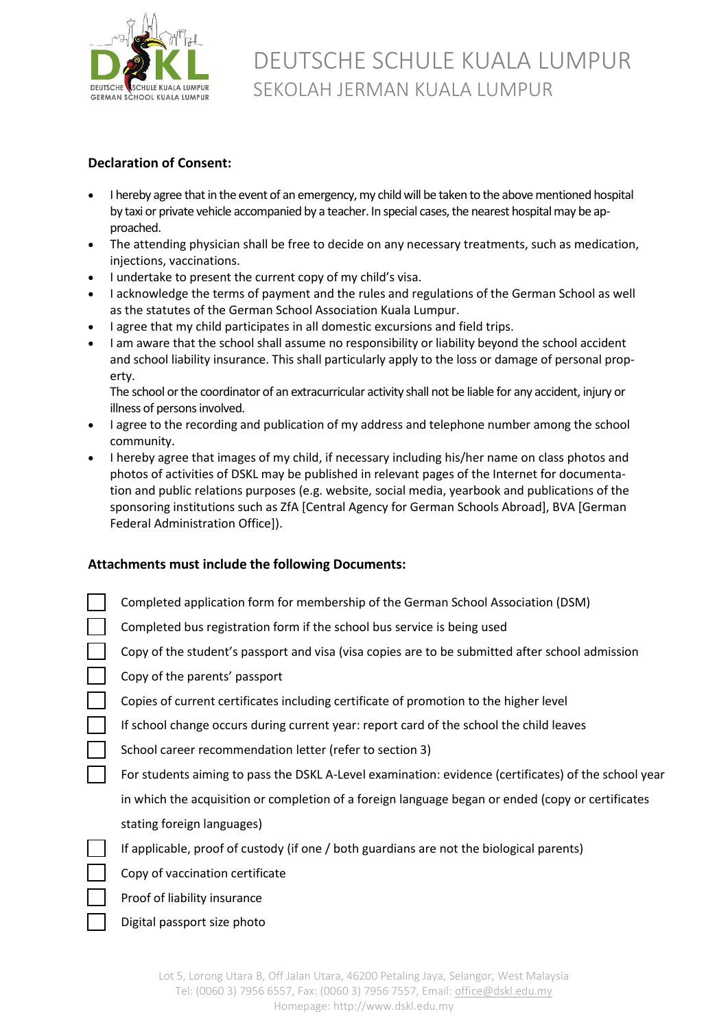# DEUTSCHE SCHULE KUALA LUMPUR
## SEKOLAH JERMAN KUALA LUMPUR

**Declaration of Consent:**

- I hereby agree that in the event of an emergency, my child will be taken to the above mentioned hospital by taxi or private vehicle accompanied by a teacher. In special cases, the nearest hospital may be approached.
- The attending physician shall be free to decide on any necessary treatments, such as medication, injections, vaccinations.
- I undertake to present the current copy of my child's visa.
- I acknowledge the terms of payment and the rules and regulations of the German School as well as the statutes of the German School Association Kuala Lumpur.
- I agree that my child participates in all domestic excursions and field trips.
- I am aware that the school shall assume no responsibility or liability beyond the school accident and school liability insurance. This shall particularly apply to the loss or damage of personal property.
  The school or the coordinator of an extracurricular activity shall not be liable for any accident, injury or illness of persons involved.
- I agree to the recording and publication of my address and telephone number among the school community.
- I hereby agree that images of my child, if necessary including his/her name on class photos and photos of activities of DSKL may be published in relevant pages of the Internet for documentation and public relations purposes (e.g. website, social media, yearbook and publications of the sponsoring institutions such as ZfA [Central Agency for German Schools Abroad], BVA [German Federal Administration Office]).

**Attachments must include the following Documents:**

- [ ] Completed application form for membership of the German School Association (DSM)
- [ ] Completed bus registration form if the school bus service is being used
- [ ] Copy of the student's passport and visa (visa copies are to be submitted after school admission
- [ ] Copy of the parents' passport
- [ ] Copies of current certificates including certificate of promotion to the higher level
- [ ] If school change occurs during current year: report card of the school the child leaves
- [ ] School career recommendation letter (refer to section 3)
- [ ] For students aiming to pass the DSKL A-Level examination: evidence (certificates) of the school year in which the acquisition or completion of a foreign language began or ended (copy or certificates stating foreign languages)
- [ ] If applicable, proof of custody (if one / both guardians are not the biological parents)
- [ ] Copy of vaccination certificate
- [ ] Proof of liability insurance
- [ ] Digital passport size photo

Lot 5, Lorong Utara B, Off Jalan Utara, 46200 Petaling Jaya, Selangor, West Malaysia
Tel: (0060 3) 7956 6557, Fax: (0060 3) 7956 7557, Email: office@dskl.edu.my
Homepage: http://www.dskl.edu.my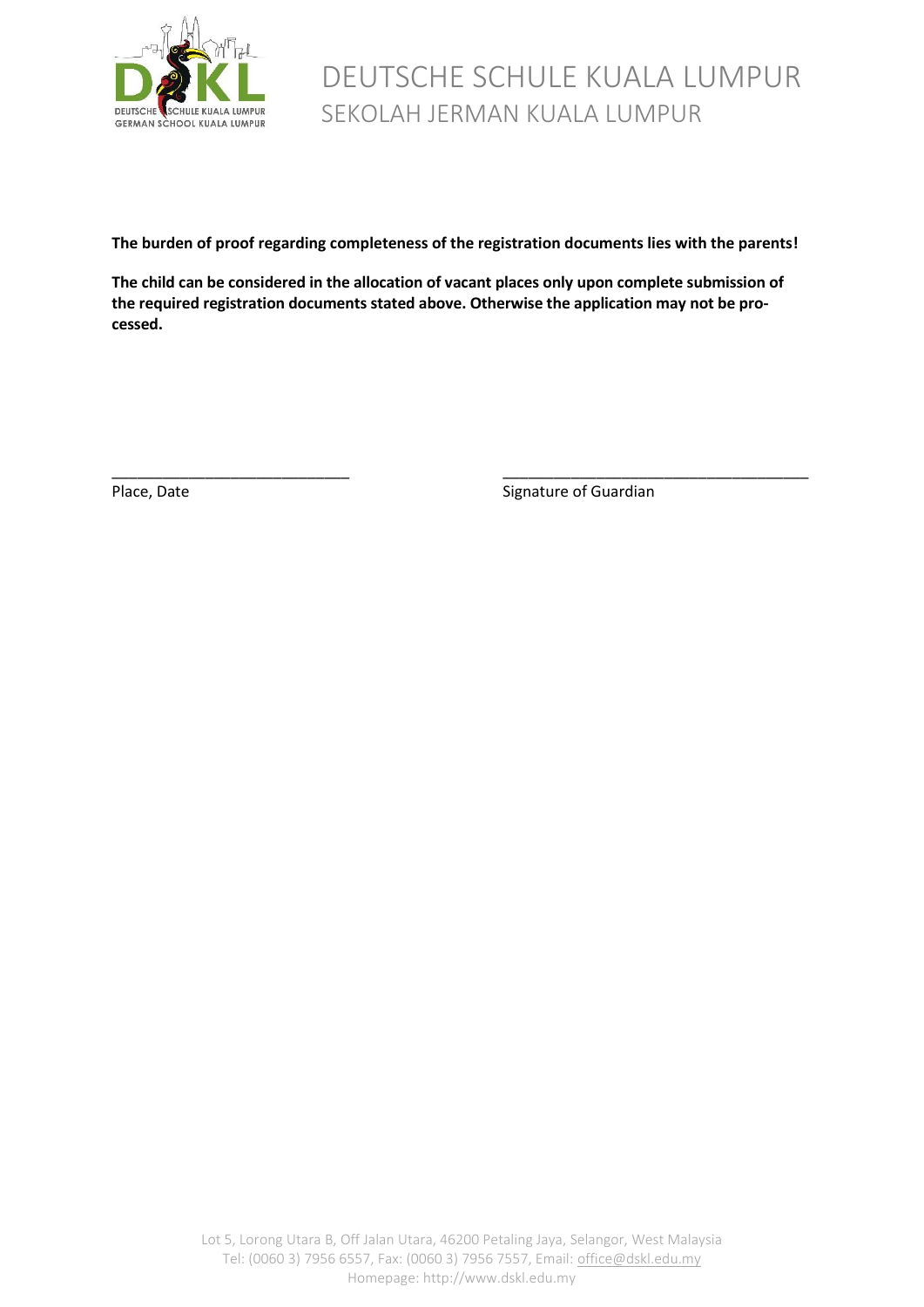**The burden of proof regarding completeness of the registration documents lies with the parents!**

**The child can be considered in the allocation of vacant places only upon complete submission of the required registration documents stated above. Otherwise the application may not be processed.**

| | |
|---|---|
| ____________________________ | ____________________________________ |
| Place, Date | Signature of Guardian |